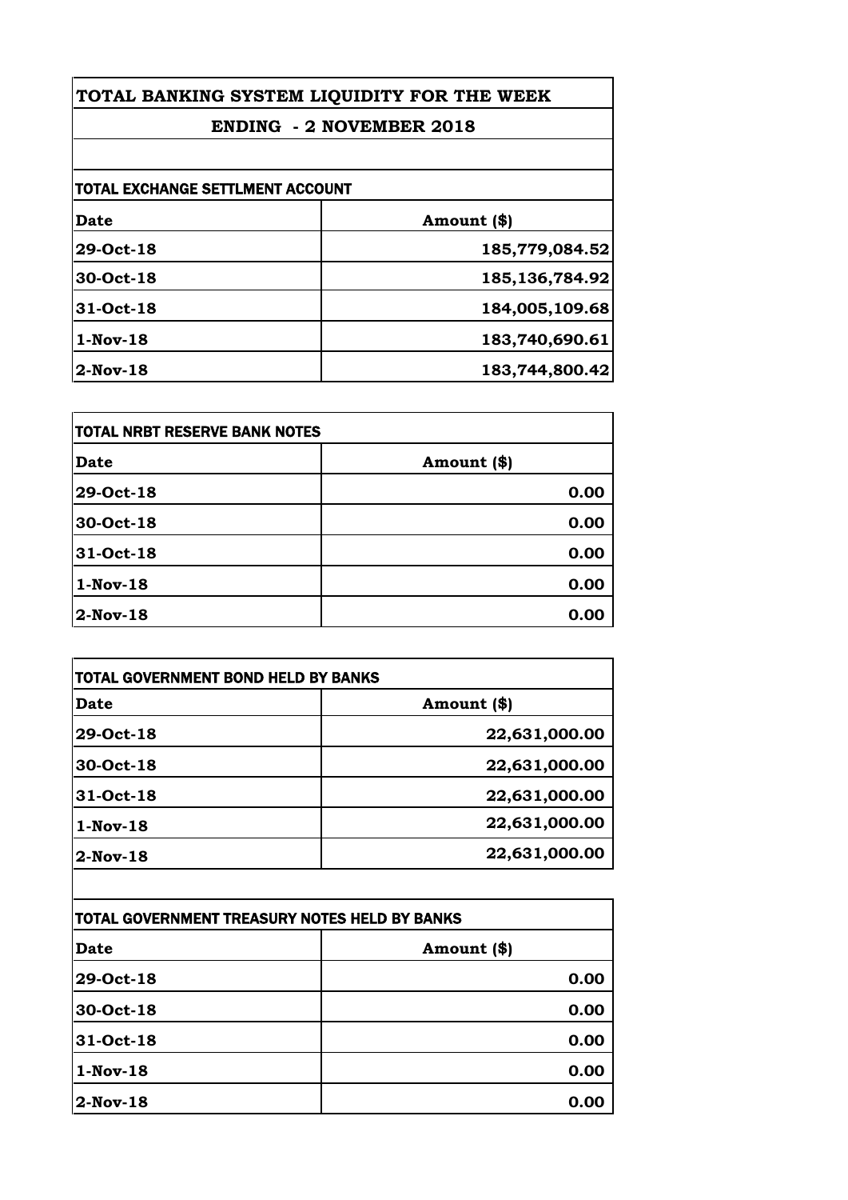# TOTAL BANKING SYSTEM LIQUIDITY FOR THE WEEK

## ENDING - 2 NOVEMBER 2018

### TOTAL EXCHANGE SETTLMENT ACCOUNT

| Date | Amount ($) |
|---|---|
| 29-Oct-18 | 185,779,084.52 |
| 30-Oct-18 | 185,136,784.92 |
| 31-Oct-18 | 184,005,109.68 |
| 1-Nov-18 | 183,740,690.61 |
| 2-Nov-18 | 183,744,800.42 |

### TOTAL NRBT RESERVE BANK NOTES

| Date | Amount ($) |
|---|---|
| 29-Oct-18 | 0.00 |
| 30-Oct-18 | 0.00 |
| 31-Oct-18 | 0.00 |
| 1-Nov-18 | 0.00 |
| 2-Nov-18 | 0.00 |

### TOTAL GOVERNMENT BOND HELD BY BANKS

| Date | Amount ($) |
|---|---|
| 29-Oct-18 | 22,631,000.00 |
| 30-Oct-18 | 22,631,000.00 |
| 31-Oct-18 | 22,631,000.00 |
| 1-Nov-18 | 22,631,000.00 |
| 2-Nov-18 | 22,631,000.00 |

### TOTAL GOVERNMENT TREASURY NOTES HELD BY BANKS

| Date | Amount ($) |
|---|---|
| 29-Oct-18 | 0.00 |
| 30-Oct-18 | 0.00 |
| 31-Oct-18 | 0.00 |
| 1-Nov-18 | 0.00 |
| 2-Nov-18 | 0.00 |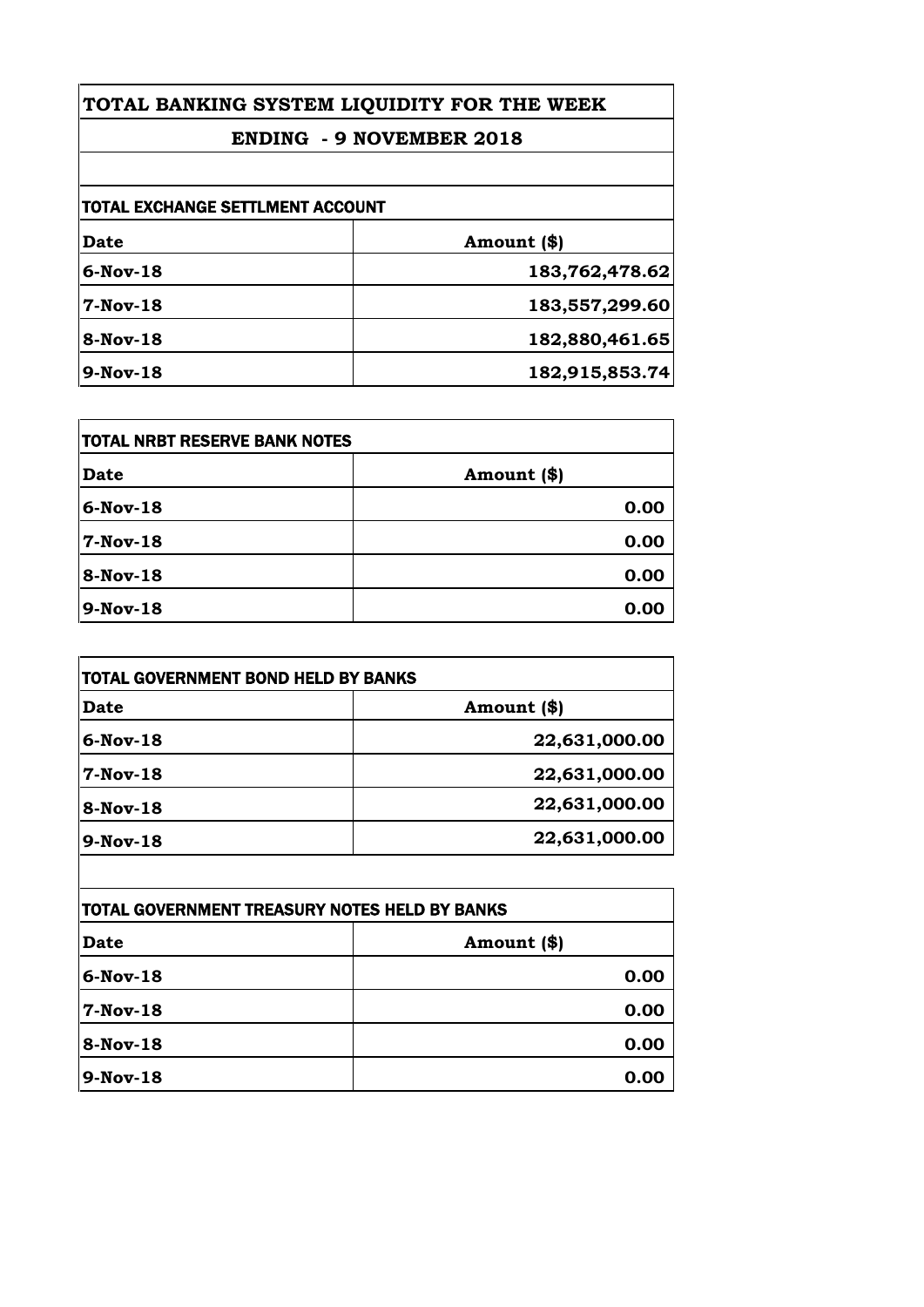# TOTAL BANKING SYSTEM LIQUIDITY FOR THE WEEK

## ENDING - 9 NOVEMBER 2018

### TOTAL EXCHANGE SETTLMENT ACCOUNT

| Date | Amount ($) |
|---|---|
| 6-Nov-18 | 183,762,478.62 |
| 7-Nov-18 | 183,557,299.60 |
| 8-Nov-18 | 182,880,461.65 |
| 9-Nov-18 | 182,915,853.74 |

### TOTAL NRBT RESERVE BANK NOTES

| Date | Amount ($) |
|---|---|
| 6-Nov-18 | 0.00 |
| 7-Nov-18 | 0.00 |
| 8-Nov-18 | 0.00 |
| 9-Nov-18 | 0.00 |

### TOTAL GOVERNMENT BOND HELD BY BANKS

| Date | Amount ($) |
|---|---|
| 6-Nov-18 | 22,631,000.00 |
| 7-Nov-18 | 22,631,000.00 |
| 8-Nov-18 | 22,631,000.00 |
| 9-Nov-18 | 22,631,000.00 |

### TOTAL GOVERNMENT TREASURY NOTES HELD BY BANKS

| Date | Amount ($) |
|---|---|
| 6-Nov-18 | 0.00 |
| 7-Nov-18 | 0.00 |
| 8-Nov-18 | 0.00 |
| 9-Nov-18 | 0.00 |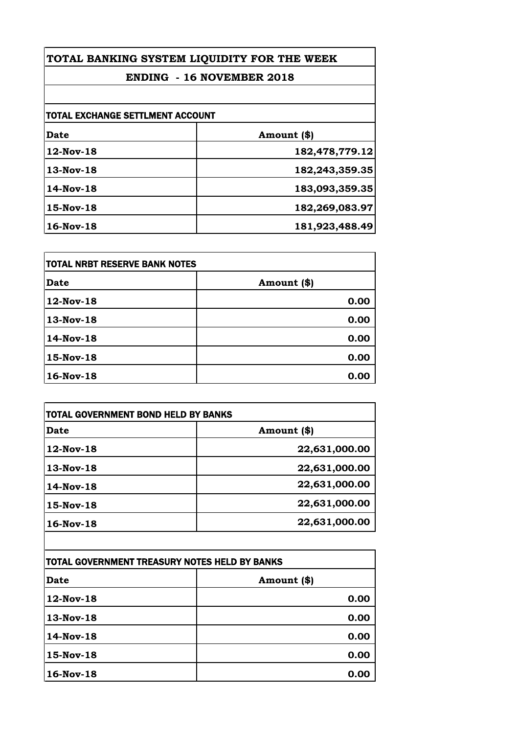# TOTAL BANKING SYSTEM LIQUIDITY FOR THE WEEK

## ENDING - 16 NOVEMBER 2018

### TOTAL EXCHANGE SETTLMENT ACCOUNT

| Date | Amount ($) |
|---|---|
| 12-Nov-18 | 182,478,779.12 |
| 13-Nov-18 | 182,243,359.35 |
| 14-Nov-18 | 183,093,359.35 |
| 15-Nov-18 | 182,269,083.97 |
| 16-Nov-18 | 181,923,488.49 |

### TOTAL NRBT RESERVE BANK NOTES

| Date | Amount ($) |
|---|---|
| 12-Nov-18 | 0.00 |
| 13-Nov-18 | 0.00 |
| 14-Nov-18 | 0.00 |
| 15-Nov-18 | 0.00 |
| 16-Nov-18 | 0.00 |

### TOTAL GOVERNMENT BOND HELD BY BANKS

| Date | Amount ($) |
|---|---|
| 12-Nov-18 | 22,631,000.00 |
| 13-Nov-18 | 22,631,000.00 |
| 14-Nov-18 | 22,631,000.00 |
| 15-Nov-18 | 22,631,000.00 |
| 16-Nov-18 | 22,631,000.00 |

### TOTAL GOVERNMENT TREASURY NOTES HELD BY BANKS

| Date | Amount ($) |
|---|---|
| 12-Nov-18 | 0.00 |
| 13-Nov-18 | 0.00 |
| 14-Nov-18 | 0.00 |
| 15-Nov-18 | 0.00 |
| 16-Nov-18 | 0.00 |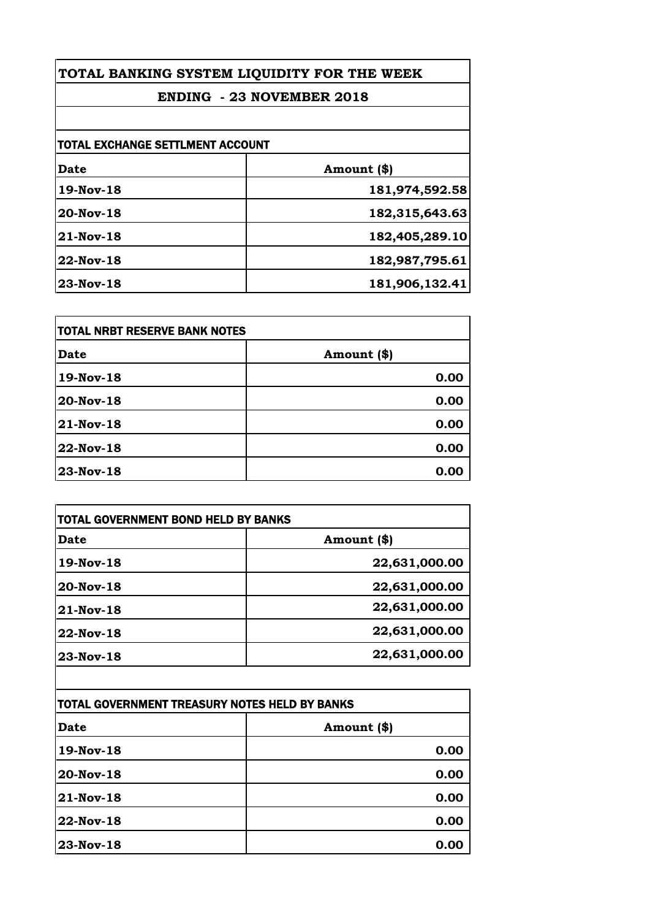# TOTAL BANKING SYSTEM LIQUIDITY FOR THE WEEK

## ENDING - 23 NOVEMBER 2018

| TOTAL EXCHANGE SETTLMENT ACCOUNT | |
|---|---|
| **Date** | **Amount ($)** |
| 19-Nov-18 | 181,974,592.58 |
| 20-Nov-18 | 182,315,643.63 |
| 21-Nov-18 | 182,405,289.10 |
| 22-Nov-18 | 182,987,795.61 |
| 23-Nov-18 | 181,906,132.41 |

| TOTAL NRBT RESERVE BANK NOTES | |
|---|---|
| **Date** | **Amount ($)** |
| 19-Nov-18 | 0.00 |
| 20-Nov-18 | 0.00 |
| 21-Nov-18 | 0.00 |
| 22-Nov-18 | 0.00 |
| 23-Nov-18 | 0.00 |

| TOTAL GOVERNMENT BOND HELD BY BANKS | |
|---|---|
| **Date** | **Amount ($)** |
| 19-Nov-18 | 22,631,000.00 |
| 20-Nov-18 | 22,631,000.00 |
| 21-Nov-18 | 22,631,000.00 |
| 22-Nov-18 | 22,631,000.00 |
| 23-Nov-18 | 22,631,000.00 |

| TOTAL GOVERNMENT TREASURY NOTES HELD BY BANKS | |
|---|---|
| **Date** | **Amount ($)** |
| 19-Nov-18 | 0.00 |
| 20-Nov-18 | 0.00 |
| 21-Nov-18 | 0.00 |
| 22-Nov-18 | 0.00 |
| 23-Nov-18 | 0.00 |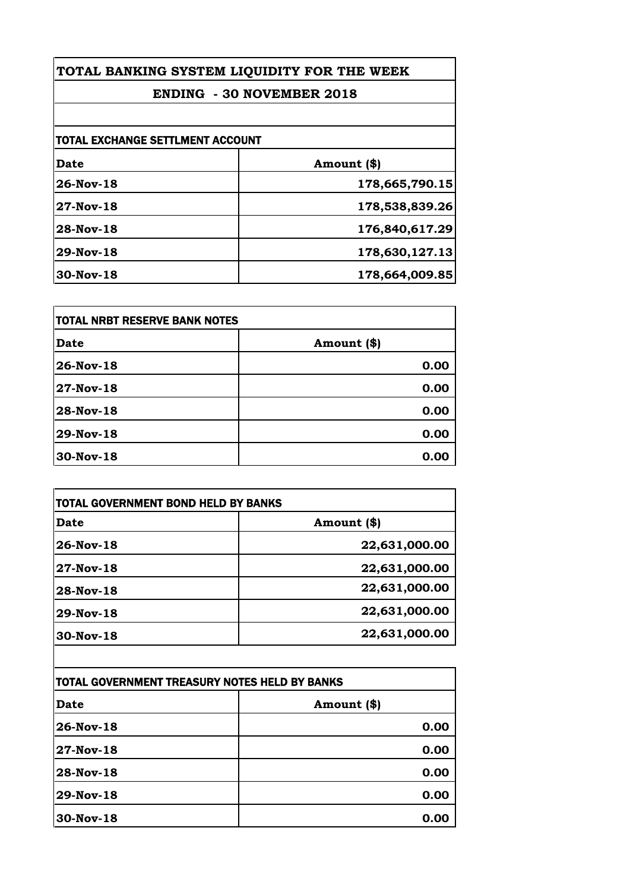# TOTAL BANKING SYSTEM LIQUIDITY FOR THE WEEK

## ENDING - 30 NOVEMBER 2018

### TOTAL EXCHANGE SETTLMENT ACCOUNT

| Date | Amount ($) |
|---|---|
| 26-Nov-18 | 178,665,790.15 |
| 27-Nov-18 | 178,538,839.26 |
| 28-Nov-18 | 176,840,617.29 |
| 29-Nov-18 | 178,630,127.13 |
| 30-Nov-18 | 178,664,009.85 |

### TOTAL NRBT RESERVE BANK NOTES

| Date | Amount ($) |
|---|---|
| 26-Nov-18 | 0.00 |
| 27-Nov-18 | 0.00 |
| 28-Nov-18 | 0.00 |
| 29-Nov-18 | 0.00 |
| 30-Nov-18 | 0.00 |

### TOTAL GOVERNMENT BOND HELD BY BANKS

| Date | Amount ($) |
|---|---|
| 26-Nov-18 | 22,631,000.00 |
| 27-Nov-18 | 22,631,000.00 |
| 28-Nov-18 | 22,631,000.00 |
| 29-Nov-18 | 22,631,000.00 |
| 30-Nov-18 | 22,631,000.00 |

### TOTAL GOVERNMENT TREASURY NOTES HELD BY BANKS

| Date | Amount ($) |
|---|---|
| 26-Nov-18 | 0.00 |
| 27-Nov-18 | 0.00 |
| 28-Nov-18 | 0.00 |
| 29-Nov-18 | 0.00 |
| 30-Nov-18 | 0.00 |